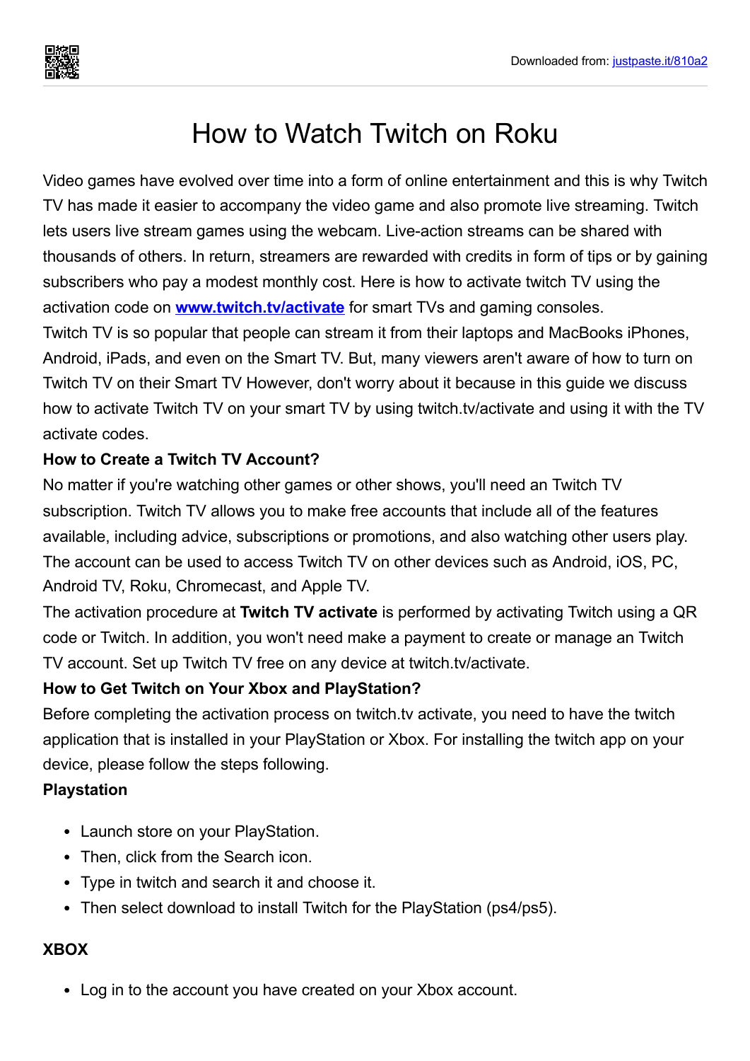# How to Watch Twitch on Roku

Video games have evolved over time into a form of online entertainment and this is why Twitch TV has made it easier to accompany the video game and also promote live streaming. Twitch lets users live stream games using the webcam. Live-action streams can be shared with thousands of others. In return, streamers are rewarded with credits in form of tips or by gaining subscribers who pay a modest monthly cost. Here is how to activate twitch TV using the activation code on **[www.twitch.tv/activate](www.twitch.tv/activate)** for smart TVs and gaming consoles.

Twitch TV is so popular that people can stream it from their laptops and MacBooks iPhones, Android, iPads, and even on the Smart TV. But, many viewers aren't aware of how to turn on Twitch TV on their Smart TV However, don't worry about it because in this guide we discuss how to activate Twitch TV on your smart TV by using twitch.tv/activate and using it with the TV activate codes.

**How to Create a Twitch TV Account?**

No matter if you're watching other games or other shows, you'll need an Twitch TV subscription. Twitch TV allows you to make free accounts that include all of the features available, including advice, subscriptions or promotions, and also watching other users play. The account can be used to access Twitch TV on other devices such as Android, iOS, PC, Android TV, Roku, Chromecast, and Apple TV.

The activation procedure at **Twitch TV activate** is performed by activating Twitch using a QR code or Twitch. In addition, you won't need make a payment to create or manage an Twitch TV account. Set up Twitch TV free on any device at twitch.tv/activate.

**How to Get Twitch on Your Xbox and PlayStation?**

Before completing the activation process on twitch.tv activate, you need to have the twitch application that is installed in your PlayStation or Xbox. For installing the twitch app on your device, please follow the steps following.

**Playstation**

- Launch store on your PlayStation.
- Then, click from the Search icon.
- Type in twitch and search it and choose it.
- Then select download to install Twitch for the PlayStation (ps4/ps5).

**XBOX**

- Log in to the account you have created on your Xbox account.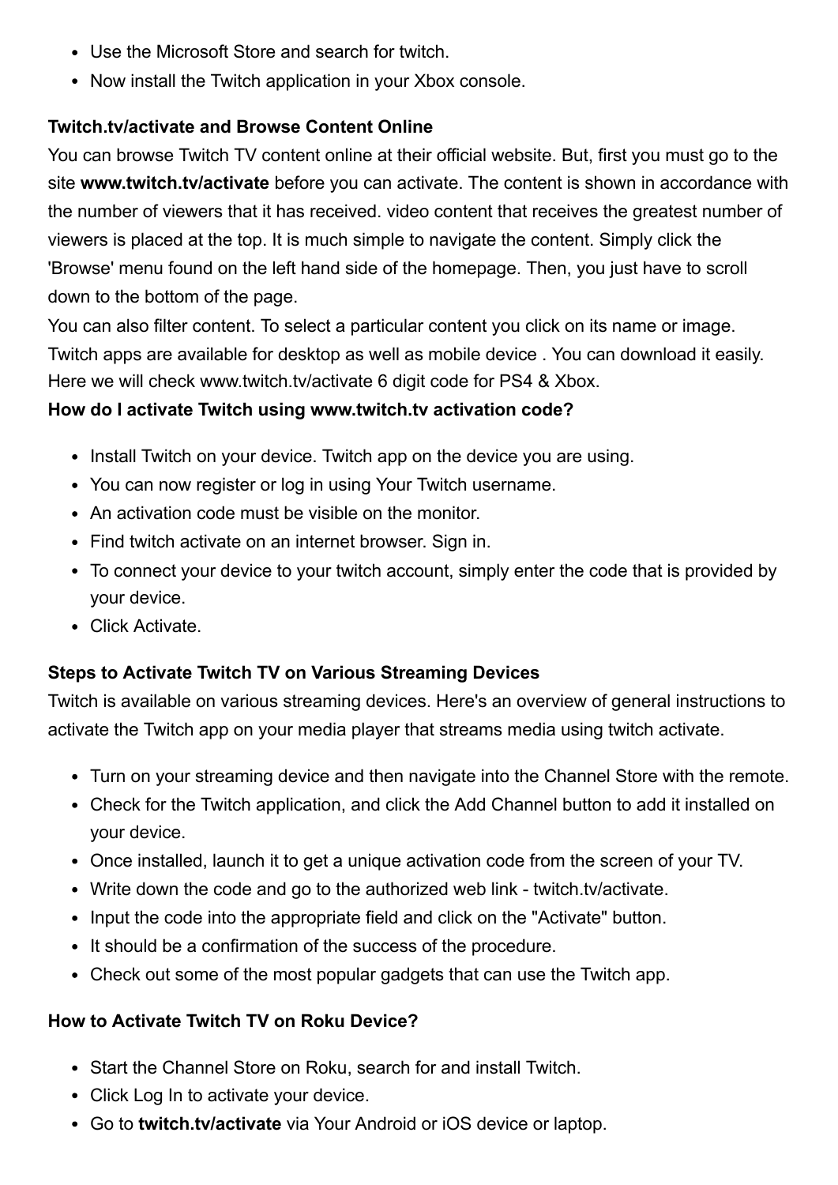- Use the Microsoft Store and search for twitch.
- Now install the Twitch application in your Xbox console.

### Twitch.tv/activate and Browse Content Online

You can browse Twitch TV content online at their official website. But, first you must go to the site **www.twitch.tv/activate** before you can activate. The content is shown in accordance with the number of viewers that it has received. video content that receives the greatest number of viewers is placed at the top. It is much simple to navigate the content. Simply click the 'Browse' menu found on the left hand side of the homepage. Then, you just have to scroll down to the bottom of the page.

You can also filter content. To select a particular content you click on its name or image. Twitch apps are available for desktop as well as mobile device . You can download it easily. Here we will check www.twitch.tv/activate 6 digit code for PS4 & Xbox.

### How do I activate Twitch using www.twitch.tv activation code?

- Install Twitch on your device. Twitch app on the device you are using.
- You can now register or log in using Your Twitch username.
- An activation code must be visible on the monitor.
- Find twitch activate on an internet browser. Sign in.
- To connect your device to your twitch account, simply enter the code that is provided by your device.
- Click Activate.

### Steps to Activate Twitch TV on Various Streaming Devices

Twitch is available on various streaming devices. Here's an overview of general instructions to activate the Twitch app on your media player that streams media using twitch activate.

- Turn on your streaming device and then navigate into the Channel Store with the remote.
- Check for the Twitch application, and click the Add Channel button to add it installed on your device.
- Once installed, launch it to get a unique activation code from the screen of your TV.
- Write down the code and go to the authorized web link - twitch.tv/activate.
- Input the code into the appropriate field and click on the "Activate" button.
- It should be a confirmation of the success of the procedure.
- Check out some of the most popular gadgets that can use the Twitch app.

### How to Activate Twitch TV on Roku Device?

- Start the Channel Store on Roku, search for and install Twitch.
- Click Log In to activate your device.
- Go to **twitch.tv/activate** via Your Android or iOS device or laptop.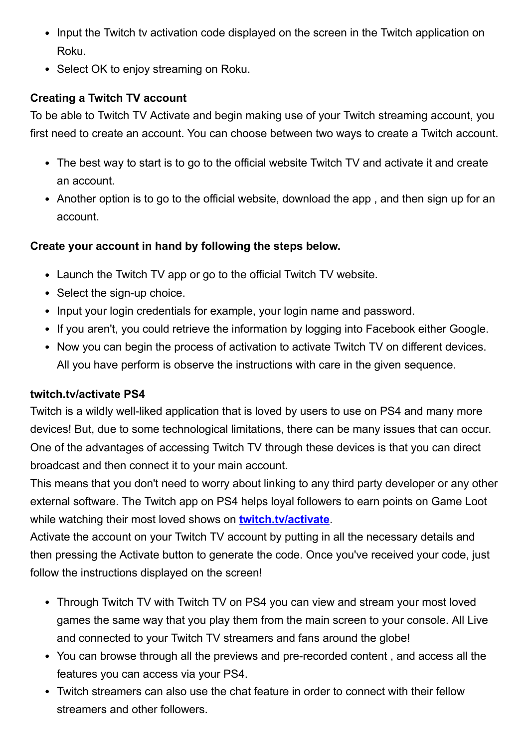- Input the Twitch tv activation code displayed on the screen in the Twitch application on Roku.
- Select OK to enjoy streaming on Roku.

**Creating a Twitch TV account**

To be able to Twitch TV Activate and begin making use of your Twitch streaming account, you first need to create an account. You can choose between two ways to create a Twitch account.

- The best way to start is to go to the official website Twitch TV and activate it and create an account.
- Another option is to go to the official website, download the app , and then sign up for an account.

**Create your account in hand by following the steps below.**

- Launch the Twitch TV app or go to the official Twitch TV website.
- Select the sign-up choice.
- Input your login credentials for example, your login name and password.
- If you aren't, you could retrieve the information by logging into Facebook either Google.
- Now you can begin the process of activation to activate Twitch TV on different devices. All you have perform is observe the instructions with care in the given sequence.

**twitch.tv/activate PS4**

Twitch is a wildly well-liked application that is loved by users to use on PS4 and many more devices! But, due to some technological limitations, there can be many issues that can occur. One of the advantages of accessing Twitch TV through these devices is that you can direct broadcast and then connect it to your main account.

This means that you don't need to worry about linking to any third party developer or any other external software. The Twitch app on PS4 helps loyal followers to earn points on Game Loot while watching their most loved shows on **twitch.tv/activate**.

Activate the account on your Twitch TV account by putting in all the necessary details and then pressing the Activate button to generate the code. Once you've received your code, just follow the instructions displayed on the screen!

- Through Twitch TV with Twitch TV on PS4 you can view and stream your most loved games the same way that you play them from the main screen to your console. All Live and connected to your Twitch TV streamers and fans around the globe!
- You can browse through all the previews and pre-recorded content , and access all the features you can access via your PS4.
- Twitch streamers can also use the chat feature in order to connect with their fellow streamers and other followers.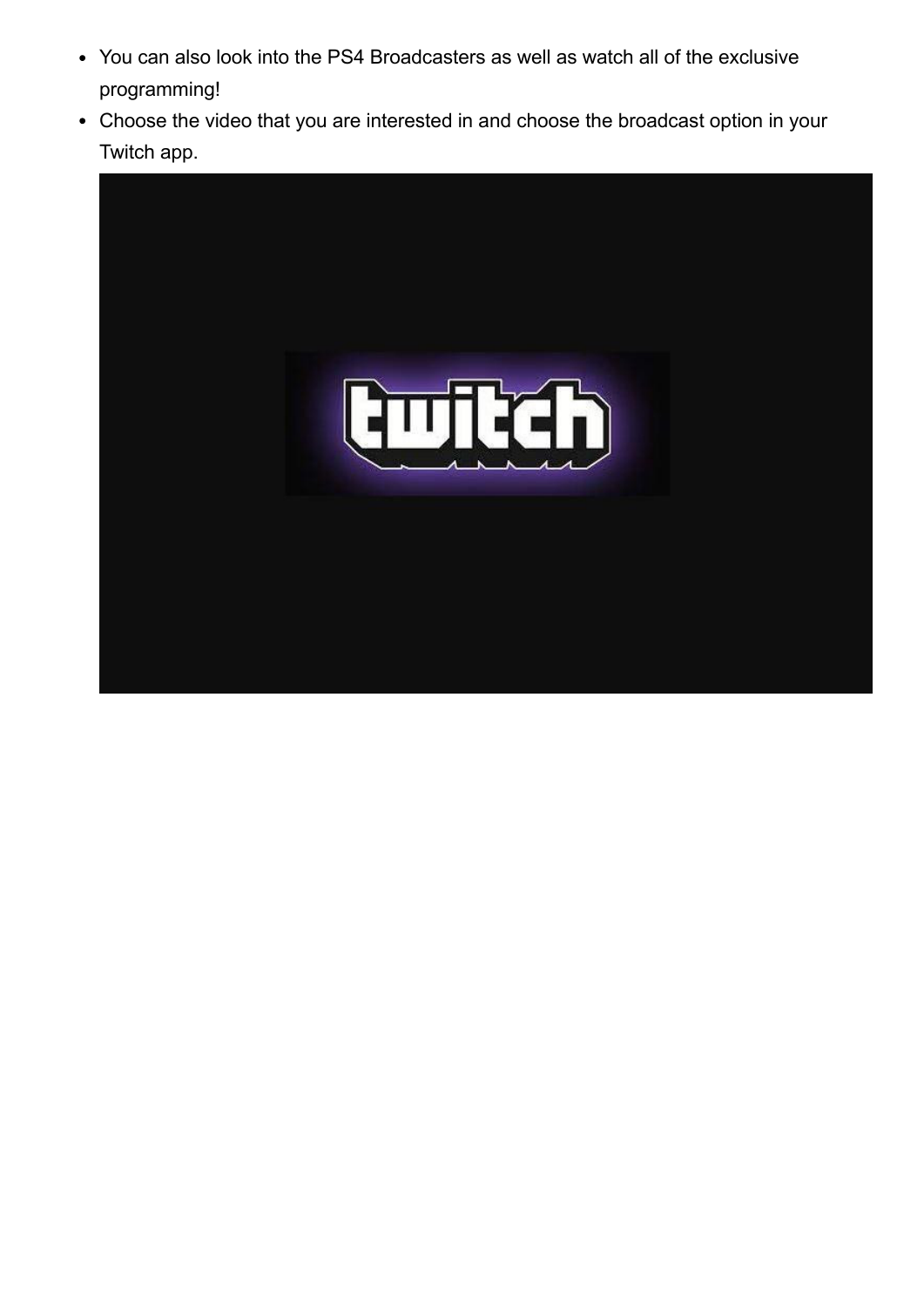- You can also look into the PS4 Broadcasters as well as watch all of the exclusive programming!
- Choose the video that you are interested in and choose the broadcast option in your Twitch app.